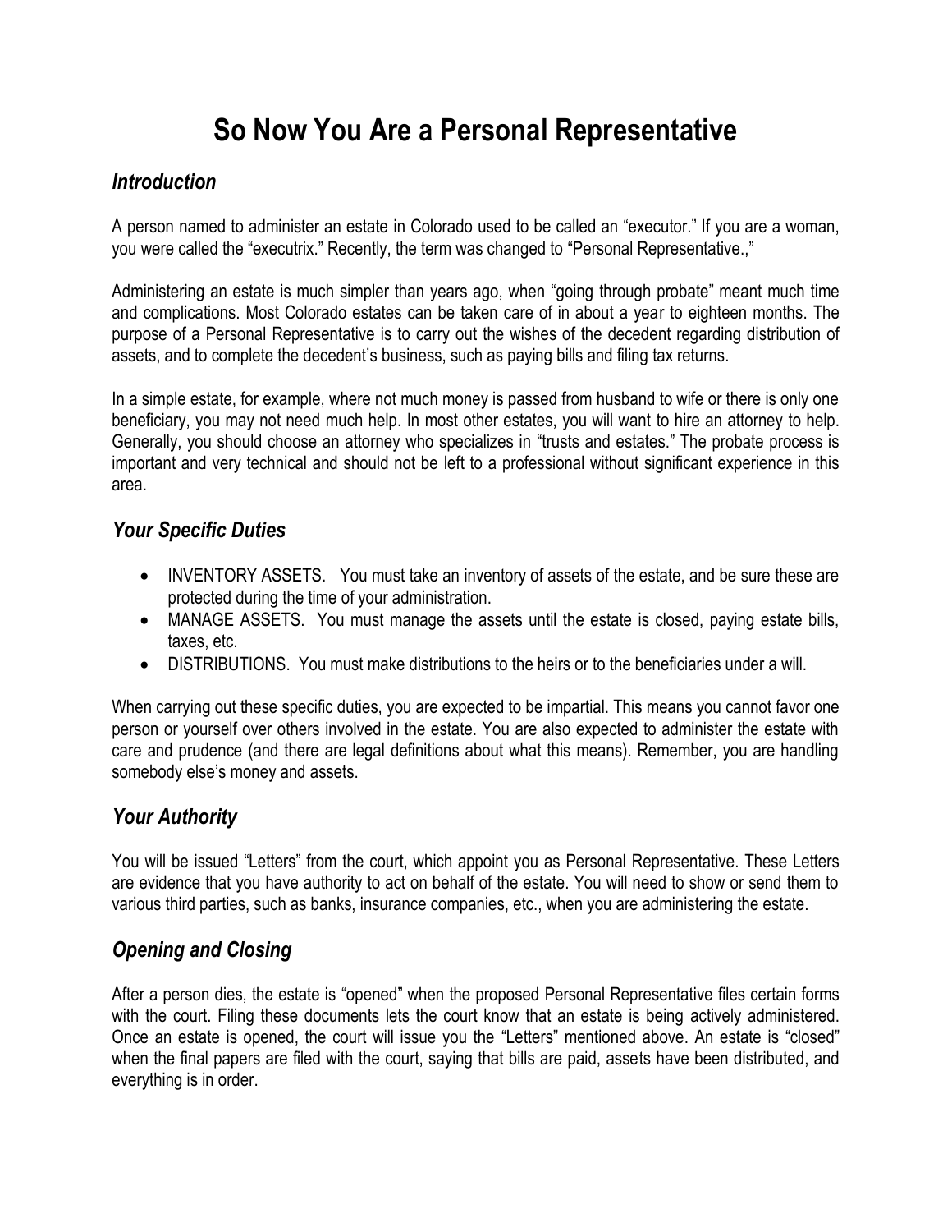# So Now You Are a Personal Representative

## *Introduction*

A person named to administer an estate in Colorado used to be called an "executor." If you are a woman, you were called the "executrix." Recently, the term was changed to "Personal Representative.,"

Administering an estate is much simpler than years ago, when "going through probate" meant much time and complications. Most Colorado estates can be taken care of in about a year to eighteen months. The purpose of a Personal Representative is to carry out the wishes of the decedent regarding distribution of assets, and to complete the decedent's business, such as paying bills and filing tax returns.

In a simple estate, for example, where not much money is passed from husband to wife or there is only one beneficiary, you may not need much help. In most other estates, you will want to hire an attorney to help. Generally, you should choose an attorney who specializes in "trusts and estates." The probate process is important and very technical and should not be left to a professional without significant experience in this area.

## *Your Specific Duties*

- INVENTORY ASSETS. You must take an inventory of assets of the estate, and be sure these are protected during the time of your administration.
- MANAGE ASSETS. You must manage the assets until the estate is closed, paying estate bills, taxes, etc.
- DISTRIBUTIONS. You must make distributions to the heirs or to the beneficiaries under a will.

When carrying out these specific duties, you are expected to be impartial. This means you cannot favor one person or yourself over others involved in the estate. You are also expected to administer the estate with care and prudence (and there are legal definitions about what this means). Remember, you are handling somebody else's money and assets.

## *Your Authority*

You will be issued "Letters" from the court, which appoint you as Personal Representative. These Letters are evidence that you have authority to act on behalf of the estate. You will need to show or send them to various third parties, such as banks, insurance companies, etc., when you are administering the estate.

## *Opening and Closing*

After a person dies, the estate is "opened" when the proposed Personal Representative files certain forms with the court. Filing these documents lets the court know that an estate is being actively administered. Once an estate is opened, the court will issue you the "Letters" mentioned above. An estate is "closed" when the final papers are filed with the court, saying that bills are paid, assets have been distributed, and everything is in order.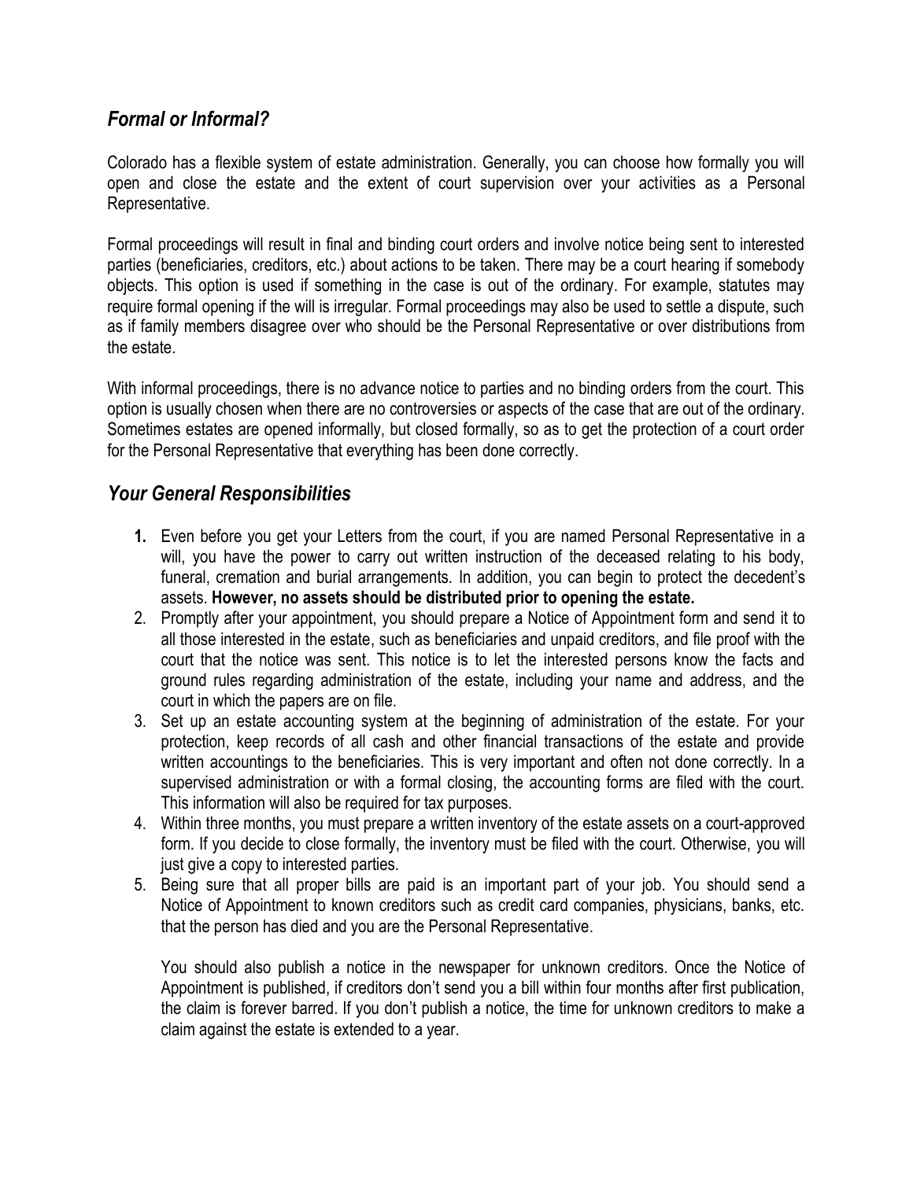## *Formal or Informal?*

Colorado has a flexible system of estate administration. Generally, you can choose how formally you will open and close the estate and the extent of court supervision over your activities as a Personal Representative.

Formal proceedings will result in final and binding court orders and involve notice being sent to interested parties (beneficiaries, creditors, etc.) about actions to be taken. There may be a court hearing if somebody objects. This option is used if something in the case is out of the ordinary. For example, statutes may require formal opening if the will is irregular. Formal proceedings may also be used to settle a dispute, such as if family members disagree over who should be the Personal Representative or over distributions from the estate.

With informal proceedings, there is no advance notice to parties and no binding orders from the court. This option is usually chosen when there are no controversies or aspects of the case that are out of the ordinary. Sometimes estates are opened informally, but closed formally, so as to get the protection of a court order for the Personal Representative that everything has been done correctly.

## *Your General Responsibilities*

1. Even before you get your Letters from the court, if you are named Personal Representative in a will, you have the power to carry out written instruction of the deceased relating to his body, funeral, cremation and burial arrangements. In addition, you can begin to protect the decedent's assets. **However, no assets should be distributed prior to opening the estate.**
2. Promptly after your appointment, you should prepare a Notice of Appointment form and send it to all those interested in the estate, such as beneficiaries and unpaid creditors, and file proof with the court that the notice was sent. This notice is to let the interested persons know the facts and ground rules regarding administration of the estate, including your name and address, and the court in which the papers are on file.
3. Set up an estate accounting system at the beginning of administration of the estate. For your protection, keep records of all cash and other financial transactions of the estate and provide written accountings to the beneficiaries. This is very important and often not done correctly. In a supervised administration or with a formal closing, the accounting forms are filed with the court. This information will also be required for tax purposes.
4. Within three months, you must prepare a written inventory of the estate assets on a court-approved form. If you decide to close formally, the inventory must be filed with the court. Otherwise, you will just give a copy to interested parties.
5. Being sure that all proper bills are paid is an important part of your job. You should send a Notice of Appointment to known creditors such as credit card companies, physicians, banks, etc. that the person has died and you are the Personal Representative.

   You should also publish a notice in the newspaper for unknown creditors. Once the Notice of Appointment is published, if creditors don't send you a bill within four months after first publication, the claim is forever barred. If you don't publish a notice, the time for unknown creditors to make a claim against the estate is extended to a year.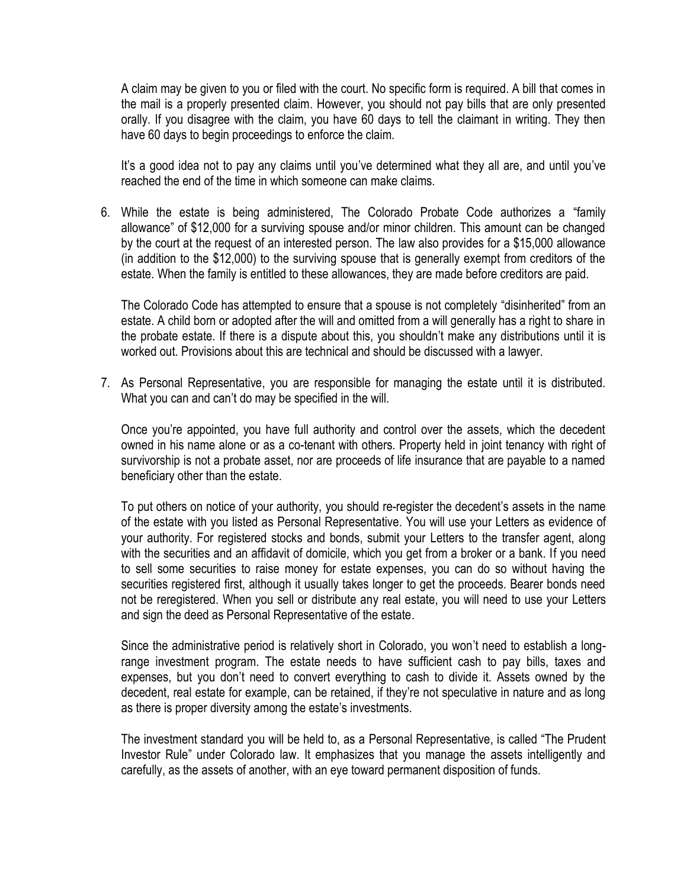A claim may be given to you or filed with the court. No specific form is required. A bill that comes in the mail is a properly presented claim. However, you should not pay bills that are only presented orally. If you disagree with the claim, you have 60 days to tell the claimant in writing. They then have 60 days to begin proceedings to enforce the claim.

It's a good idea not to pay any claims until you've determined what they all are, and until you've reached the end of the time in which someone can make claims.

6. While the estate is being administered, The Colorado Probate Code authorizes a "family allowance" of $12,000 for a surviving spouse and/or minor children. This amount can be changed by the court at the request of an interested person. The law also provides for a $15,000 allowance (in addition to the $12,000) to the surviving spouse that is generally exempt from creditors of the estate. When the family is entitled to these allowances, they are made before creditors are paid.

   The Colorado Code has attempted to ensure that a spouse is not completely "disinherited" from an estate. A child born or adopted after the will and omitted from a will generally has a right to share in the probate estate. If there is a dispute about this, you shouldn't make any distributions until it is worked out. Provisions about this are technical and should be discussed with a lawyer.

7. As Personal Representative, you are responsible for managing the estate until it is distributed. What you can and can't do may be specified in the will.

   Once you're appointed, you have full authority and control over the assets, which the decedent owned in his name alone or as a co-tenant with others. Property held in joint tenancy with right of survivorship is not a probate asset, nor are proceeds of life insurance that are payable to a named beneficiary other than the estate.

   To put others on notice of your authority, you should re-register the decedent's assets in the name of the estate with you listed as Personal Representative. You will use your Letters as evidence of your authority. For registered stocks and bonds, submit your Letters to the transfer agent, along with the securities and an affidavit of domicile, which you get from a broker or a bank. If you need to sell some securities to raise money for estate expenses, you can do so without having the securities registered first, although it usually takes longer to get the proceeds. Bearer bonds need not be reregistered. When you sell or distribute any real estate, you will need to use your Letters and sign the deed as Personal Representative of the estate.

   Since the administrative period is relatively short in Colorado, you won't need to establish a long-range investment program. The estate needs to have sufficient cash to pay bills, taxes and expenses, but you don't need to convert everything to cash to divide it. Assets owned by the decedent, real estate for example, can be retained, if they're not speculative in nature and as long as there is proper diversity among the estate's investments.

   The investment standard you will be held to, as a Personal Representative, is called "The Prudent Investor Rule" under Colorado law. It emphasizes that you manage the assets intelligently and carefully, as the assets of another, with an eye toward permanent disposition of funds.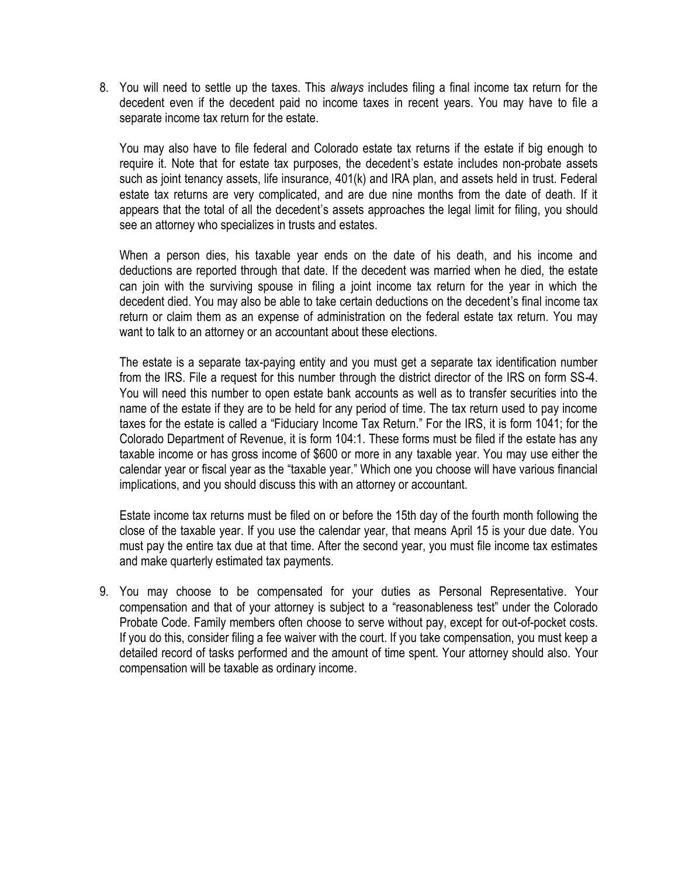8. You will need to settle up the taxes. This *always* includes filing a final income tax return for the decedent even if the decedent paid no income taxes in recent years. You may have to file a separate income tax return for the estate.

   You may also have to file federal and Colorado estate tax returns if the estate if big enough to require it. Note that for estate tax purposes, the decedent's estate includes non-probate assets such as joint tenancy assets, life insurance, 401(k) and IRA plan, and assets held in trust. Federal estate tax returns are very complicated, and are due nine months from the date of death. If it appears that the total of all the decedent's assets approaches the legal limit for filing, you should see an attorney who specializes in trusts and estates.

   When a person dies, his taxable year ends on the date of his death, and his income and deductions are reported through that date. If the decedent was married when he died, the estate can join with the surviving spouse in filing a joint income tax return for the year in which the decedent died. You may also be able to take certain deductions on the decedent's final income tax return or claim them as an expense of administration on the federal estate tax return. You may want to talk to an attorney or an accountant about these elections.

   The estate is a separate tax-paying entity and you must get a separate tax identification number from the IRS. File a request for this number through the district director of the IRS on form SS-4. You will need this number to open estate bank accounts as well as to transfer securities into the name of the estate if they are to be held for any period of time. The tax return used to pay income taxes for the estate is called a "Fiduciary Income Tax Return." For the IRS, it is form 1041; for the Colorado Department of Revenue, it is form 104:1. These forms must be filed if the estate has any taxable income or has gross income of $600 or more in any taxable year. You may use either the calendar year or fiscal year as the "taxable year." Which one you choose will have various financial implications, and you should discuss this with an attorney or accountant.

   Estate income tax returns must be filed on or before the 15th day of the fourth month following the close of the taxable year. If you use the calendar year, that means April 15 is your due date. You must pay the entire tax due at that time. After the second year, you must file income tax estimates and make quarterly estimated tax payments.

9. You may choose to be compensated for your duties as Personal Representative. Your compensation and that of your attorney is subject to a "reasonableness test" under the Colorado Probate Code. Family members often choose to serve without pay, except for out-of-pocket costs. If you do this, consider filing a fee waiver with the court. If you take compensation, you must keep a detailed record of tasks performed and the amount of time spent. Your attorney should also. Your compensation will be taxable as ordinary income.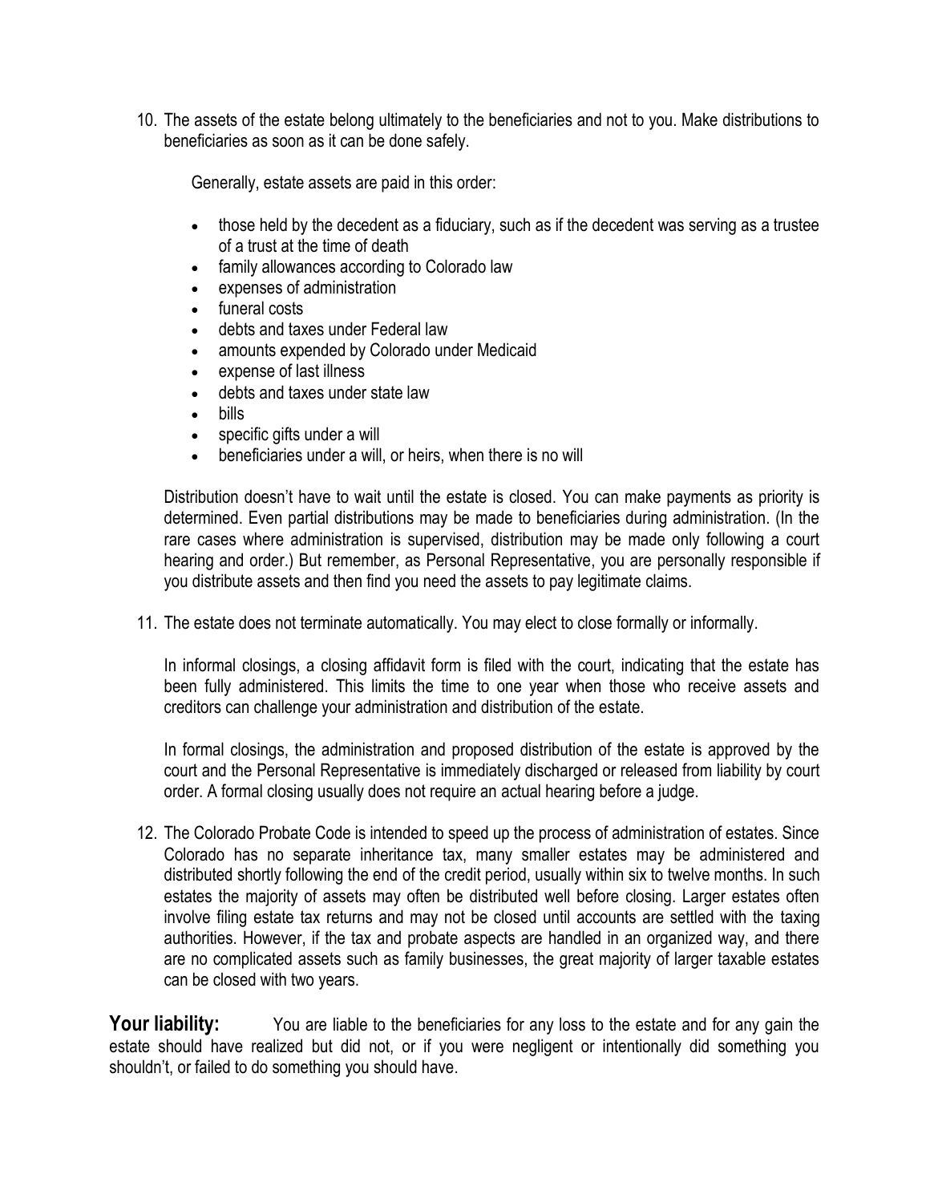10. The assets of the estate belong ultimately to the beneficiaries and not to you. Make distributions to beneficiaries as soon as it can be done safely.

    Generally, estate assets are paid in this order:

    - those held by the decedent as a fiduciary, such as if the decedent was serving as a trustee of a trust at the time of death
    - family allowances according to Colorado law
    - expenses of administration
    - funeral costs
    - debts and taxes under Federal law
    - amounts expended by Colorado under Medicaid
    - expense of last illness
    - debts and taxes under state law
    - bills
    - specific gifts under a will
    - beneficiaries under a will, or heirs, when there is no will

    Distribution doesn't have to wait until the estate is closed. You can make payments as priority is determined. Even partial distributions may be made to beneficiaries during administration. (In the rare cases where administration is supervised, distribution may be made only following a court hearing and order.) But remember, as Personal Representative, you are personally responsible if you distribute assets and then find you need the assets to pay legitimate claims.

11. The estate does not terminate automatically. You may elect to close formally or informally.

    In informal closings, a closing affidavit form is filed with the court, indicating that the estate has been fully administered. This limits the time to one year when those who receive assets and creditors can challenge your administration and distribution of the estate.

    In formal closings, the administration and proposed distribution of the estate is approved by the court and the Personal Representative is immediately discharged or released from liability by court order. A formal closing usually does not require an actual hearing before a judge.

12. The Colorado Probate Code is intended to speed up the process of administration of estates. Since Colorado has no separate inheritance tax, many smaller estates may be administered and distributed shortly following the end of the credit period, usually within six to twelve months. In such estates the majority of assets may often be distributed well before closing. Larger estates often involve filing estate tax returns and may not be closed until accounts are settled with the taxing authorities. However, if the tax and probate aspects are handled in an organized way, and there are no complicated assets such as family businesses, the great majority of larger taxable estates can be closed with two years.

**Your liability:** You are liable to the beneficiaries for any loss to the estate and for any gain the estate should have realized but did not, or if you were negligent or intentionally did something you shouldn't, or failed to do something you should have.